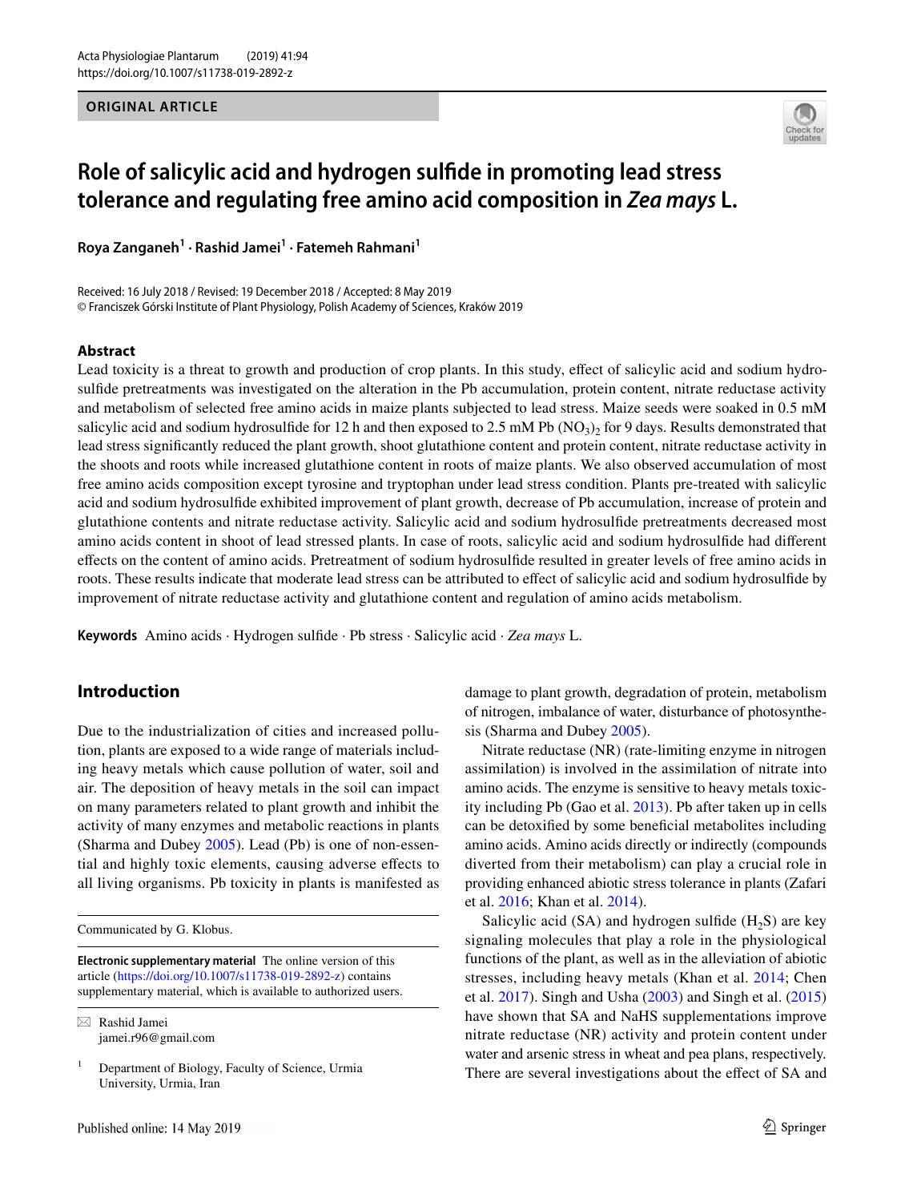ORIGINAL ARTICLE

# Role of salicylic acid and hydrogen sulfide in promoting lead stress tolerance and regulating free amino acid composition in *Zea mays* L.

**Roya Zanganeh[1] · Rashid Jamei[1] · Fatemeh Rahmani[1]**

Received: 16 July 2018 / Revised: 19 December 2018 / Accepted: 8 May 2019
© Franciszek Górski Institute of Plant Physiology, Polish Academy of Sciences, Kraków 2019

## Abstract

Lead toxicity is a threat to growth and production of crop plants. In this study, effect of salicylic acid and sodium hydrosulfide pretreatments was investigated on the alteration in the Pb accumulation, protein content, nitrate reductase activity and metabolism of selected free amino acids in maize plants subjected to lead stress. Maize seeds were soaked in 0.5 mM salicylic acid and sodium hydrosulfide for 12 h and then exposed to 2.5 mM Pb $(NO_3)_2$ for 9 days. Results demonstrated that lead stress significantly reduced the plant growth, shoot glutathione content and protein content, nitrate reductase activity in the shoots and roots while increased glutathione content in roots of maize plants. We also observed accumulation of most free amino acids composition except tyrosine and tryptophan under lead stress condition. Plants pre-treated with salicylic acid and sodium hydrosulfide exhibited improvement of plant growth, decrease of Pb accumulation, increase of protein and glutathione contents and nitrate reductase activity. Salicylic acid and sodium hydrosulfide pretreatments decreased most amino acids content in shoot of lead stressed plants. In case of roots, salicylic acid and sodium hydrosulfide had different effects on the content of amino acids. Pretreatment of sodium hydrosulfide resulted in greater levels of free amino acids in roots. These results indicate that moderate lead stress can be attributed to effect of salicylic acid and sodium hydrosulfide by improvement of nitrate reductase activity and glutathione content and regulation of amino acids metabolism.

**Keywords** Amino acids · Hydrogen sulfide · Pb stress · Salicylic acid · *Zea mays* L.

## Introduction

Due to the industrialization of cities and increased pollution, plants are exposed to a wide range of materials including heavy metals which cause pollution of water, soil and air. The deposition of heavy metals in the soil can impact on many parameters related to plant growth and inhibit the activity of many enzymes and metabolic reactions in plants (Sharma and Dubey 2005). Lead (Pb) is one of non-essential and highly toxic elements, causing adverse effects to all living organisms. Pb toxicity in plants is manifested as damage to plant growth, degradation of protein, metabolism of nitrogen, imbalance of water, disturbance of photosynthesis (Sharma and Dubey 2005).

Nitrate reductase (NR) (rate-limiting enzyme in nitrogen assimilation) is involved in the assimilation of nitrate into amino acids. The enzyme is sensitive to heavy metals toxicity including Pb (Gao et al. 2013). Pb after taken up in cells can be detoxified by some beneficial metabolites including amino acids. Amino acids directly or indirectly (compounds diverted from their metabolism) can play a crucial role in providing enhanced abiotic stress tolerance in plants (Zafari et al. 2016; Khan et al. 2014).

Salicylic acid (SA) and hydrogen sulfide ($H_2S$) are key signaling molecules that play a role in the physiological functions of the plant, as well as in the alleviation of abiotic stresses, including heavy metals (Khan et al. 2014; Chen et al. 2017). Singh and Usha (2003) and Singh et al. (2015) have shown that SA and NaHS supplementations improve nitrate reductase (NR) activity and protein content under water and arsenic stress in wheat and pea plans, respectively. There are several investigations about the effect of SA and

---

Communicated by G. Klobus.

**Electronic supplementary material** The online version of this article (https://doi.org/10.1007/s11738-019-2892-z) contains supplementary material, which is available to authorized users.

✉ Rashid Jamei
jamei.r96@gmail.com

[1] Department of Biology, Faculty of Science, Urmia University, Urmia, Iran

Published online: 14 May 2019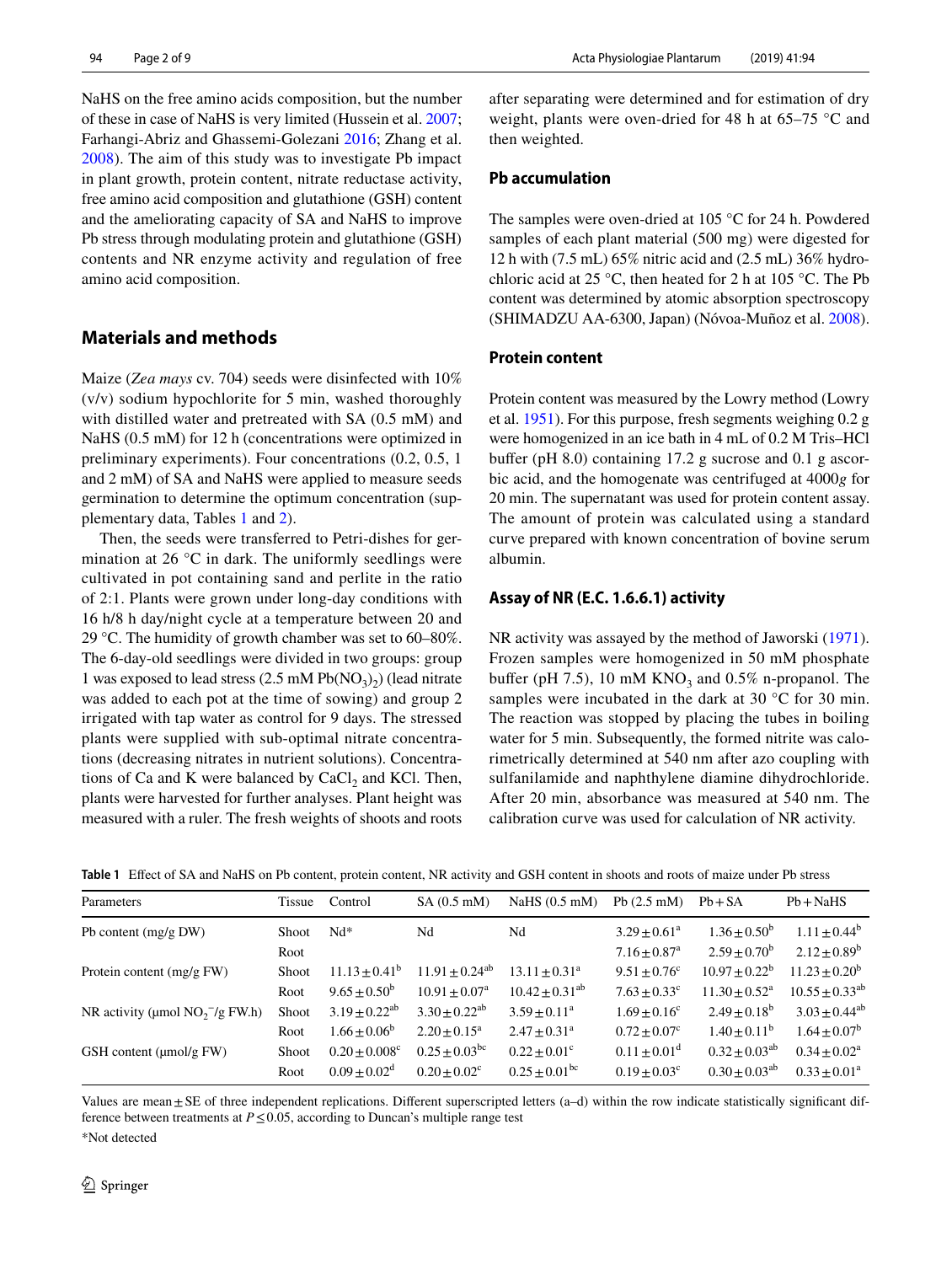NaHS on the free amino acids composition, but the number of these in case of NaHS is very limited (Hussein et al. 2007; Farhangi-Abriz and Ghassemi-Golezani 2016; Zhang et al. 2008). The aim of this study was to investigate Pb impact in plant growth, protein content, nitrate reductase activity, free amino acid composition and glutathione (GSH) content and the ameliorating capacity of SA and NaHS to improve Pb stress through modulating protein and glutathione (GSH) contents and NR enzyme activity and regulation of free amino acid composition.

## Materials and methods

Maize (*Zea mays* cv. 704) seeds were disinfected with 10% (v/v) sodium hypochlorite for 5 min, washed thoroughly with distilled water and pretreated with SA (0.5 mM) and NaHS (0.5 mM) for 12 h (concentrations were optimized in preliminary experiments). Four concentrations (0.2, 0.5, 1 and 2 mM) of SA and NaHS were applied to measure seeds germination to determine the optimum concentration (supplementary data, Tables 1 and 2).

Then, the seeds were transferred to Petri-dishes for germination at 26 °C in dark. The uniformly seedlings were cultivated in pot containing sand and perlite in the ratio of 2:1. Plants were grown under long-day conditions with 16 h/8 h day/night cycle at a temperature between 20 and 29 °C. The humidity of growth chamber was set to 60–80%. The 6-day-old seedlings were divided in two groups: group 1 was exposed to lead stress (2.5 mM $Pb(NO_3)_2$) (lead nitrate was added to each pot at the time of sowing) and group 2 irrigated with tap water as control for 9 days. The stressed plants were supplied with sub-optimal nitrate concentrations (decreasing nitrates in nutrient solutions). Concentrations of Ca and K were balanced by $CaCl_2$ and KCl. Then, plants were harvested for further analyses. Plant height was measured with a ruler. The fresh weights of shoots and roots after separating were determined and for estimation of dry weight, plants were oven-dried for 48 h at 65–75 °C and then weighted.

### Pb accumulation

The samples were oven-dried at 105 °C for 24 h. Powdered samples of each plant material (500 mg) were digested for 12 h with (7.5 mL) 65% nitric acid and (2.5 mL) 36% hydrochloric acid at 25 °C, then heated for 2 h at 105 °C. The Pb content was determined by atomic absorption spectroscopy (SHIMADZU AA-6300, Japan) (Nóvoa-Muñoz et al. 2008).

### Protein content

Protein content was measured by the Lowry method (Lowry et al. 1951). For this purpose, fresh segments weighing 0.2 g were homogenized in an ice bath in 4 mL of 0.2 M Tris–HCl buffer (pH 8.0) containing 17.2 g sucrose and 0.1 g ascorbic acid, and the homogenate was centrifuged at 4000*g* for 20 min. The supernatant was used for protein content assay. The amount of protein was calculated using a standard curve prepared with known concentration of bovine serum albumin.

### Assay of NR (E.C. 1.6.6.1) activity

NR activity was assayed by the method of Jaworski (1971). Frozen samples were homogenized in 50 mM phosphate buffer (pH 7.5), 10 mM $KNO_3$ and 0.5% n-propanol. The samples were incubated in the dark at 30 °C for 30 min. The reaction was stopped by placing the tubes in boiling water for 5 min. Subsequently, the formed nitrite was calorimetrically determined at 540 nm after azo coupling with sulfanilamide and naphthylene diamine dihydrochloride. After 20 min, absorbance was measured at 540 nm. The calibration curve was used for calculation of NR activity.

**Table 1** Effect of SA and NaHS on Pb content, protein content, NR activity and GSH content in shoots and roots of maize under Pb stress

| Parameters | Tissue | Control | SA (0.5 mM) | NaHS (0.5 mM) | Pb (2.5 mM) | Pb + SA | Pb + NaHS |
|---|---|---|---|---|---|---|---|
| Pb content (mg/g DW) | Shoot | Nd* | Nd | Nd | $3.29 \pm 0.61^{a}$ | $1.36 \pm 0.50^{b}$ | $1.11 \pm 0.44^{b}$ |
| | Root | | | | $7.16 \pm 0.87^{a}$ | $2.59 \pm 0.70^{b}$ | $2.12 \pm 0.89^{b}$ |
| Protein content (mg/g FW) | Shoot | $11.13 \pm 0.41^{b}$ | $11.91 \pm 0.24^{ab}$ | $13.11 \pm 0.31^{a}$ | $9.51 \pm 0.76^{c}$ | $10.97 \pm 0.22^{b}$ | $11.23 \pm 0.20^{b}$ |
| | Root | $9.65 \pm 0.50^{b}$ | $10.91 \pm 0.07^{a}$ | $10.42 \pm 0.31^{ab}$ | $7.63 \pm 0.33^{c}$ | $11.30 \pm 0.52^{a}$ | $10.55 \pm 0.33^{ab}$ |
| NR activity (μmol $NO_2^-$/g FW.h) | Shoot | $3.19 \pm 0.22^{ab}$ | $3.30 \pm 0.22^{ab}$ | $3.59 \pm 0.11^{a}$ | $1.69 \pm 0.16^{c}$ | $2.49 \pm 0.18^{b}$ | $3.03 \pm 0.44^{ab}$ |
| | Root | $1.66 \pm 0.06^{b}$ | $2.20 \pm 0.15^{a}$ | $2.47 \pm 0.31^{a}$ | $0.72 \pm 0.07^{c}$ | $1.40 \pm 0.11^{b}$ | $1.64 \pm 0.07^{b}$ |
| GSH content (μmol/g FW) | Shoot | $0.20 \pm 0.008^{c}$ | $0.25 \pm 0.03^{bc}$ | $0.22 \pm 0.01^{c}$ | $0.11 \pm 0.01^{d}$ | $0.32 \pm 0.03^{ab}$ | $0.34 \pm 0.02^{a}$ |
| | Root | $0.09 \pm 0.02^{d}$ | $0.20 \pm 0.02^{c}$ | $0.25 \pm 0.01^{bc}$ | $0.19 \pm 0.03^{c}$ | $0.30 \pm 0.03^{ab}$ | $0.33 \pm 0.01^{a}$ |

Values are mean ± SE of three independent replications. Different superscripted letters (a–d) within the row indicate statistically significant difference between treatments at $P \leq 0.05$, according to Duncan's multiple range test

*Not detected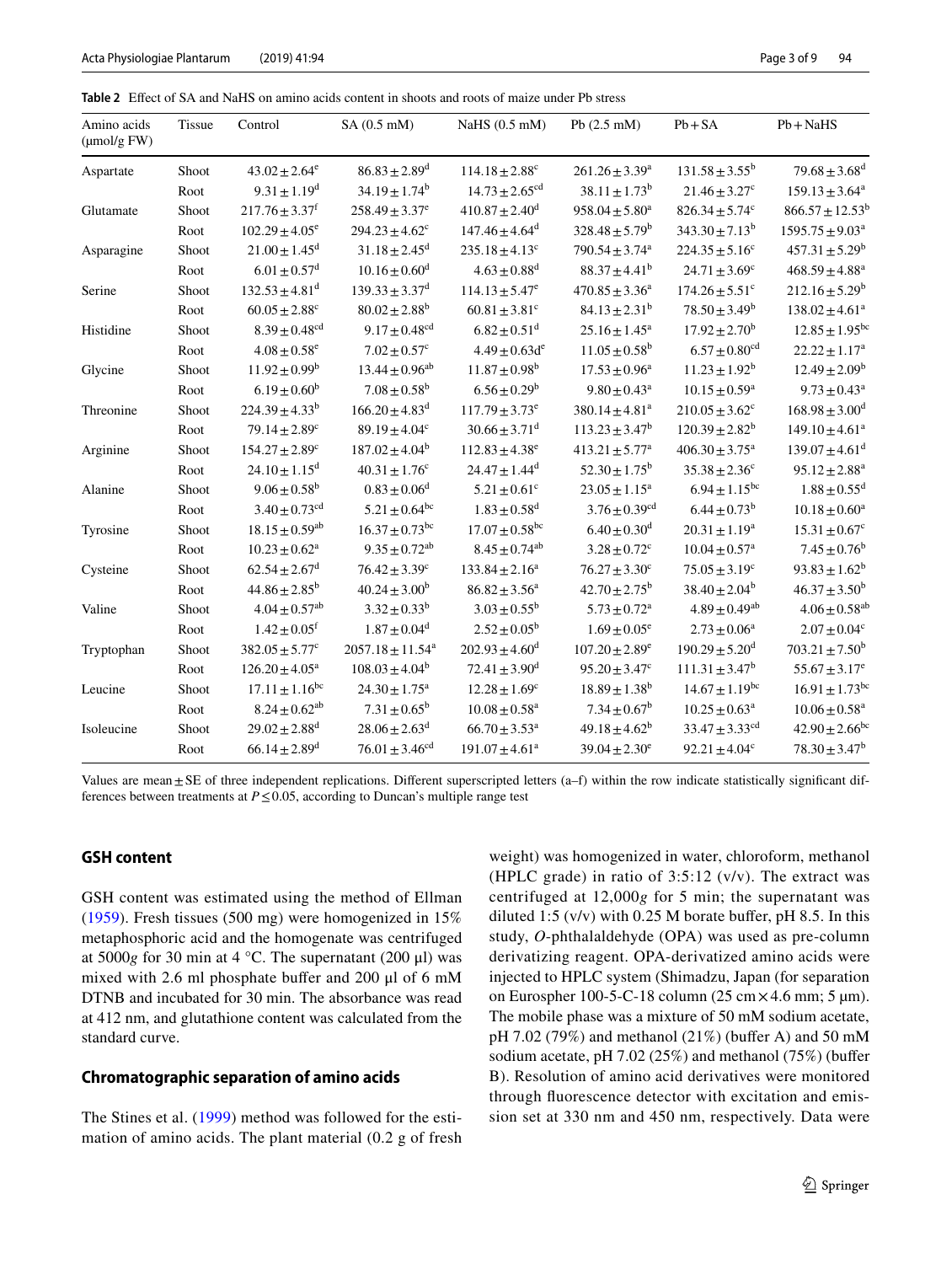**Table 2** Effect of SA and NaHS on amino acids content in shoots and roots of maize under Pb stress

| Amino acids (μmol/g FW) | Tissue | Control | SA (0.5 mM) | NaHS (0.5 mM) | Pb (2.5 mM) | Pb + SA | Pb + NaHS |
|---|---|---|---|---|---|---|---|
| Aspartate | Shoot | 43.02 ± 2.64[e] | 86.83 ± 2.89[d] | 114.18 ± 2.88[c] | 261.26 ± 3.39[a] | 131.58 ± 3.55[b] | 79.68 ± 3.68[d] |
| | Root | 9.31 ± 1.19[d] | 34.19 ± 1.74[b] | 14.73 ± 2.65[cd] | 38.11 ± 1.73[b] | 21.46 ± 3.27[c] | 159.13 ± 3.64[a] |
| Glutamate | Shoot | 217.76 ± 3.37[f] | 258.49 ± 3.37[e] | 410.87 ± 2.40[d] | 958.04 ± 5.80[a] | 826.34 ± 5.74[c] | 866.57 ± 12.53[b] |
| | Root | 102.29 ± 4.05[e] | 294.23 ± 4.62[c] | 147.46 ± 4.64[d] | 328.48 ± 5.79[b] | 343.30 ± 7.13[b] | 1595.75 ± 9.03[a] |
| Asparagine | Shoot | 21.00 ± 1.45[d] | 31.18 ± 2.45[d] | 235.18 ± 4.13[c] | 790.54 ± 3.74[a] | 224.35 ± 5.16[c] | 457.31 ± 5.29[b] |
| | Root | 6.01 ± 0.57[d] | 10.16 ± 0.60[d] | 4.63 ± 0.88[d] | 88.37 ± 4.41[b] | 24.71 ± 3.69[c] | 468.59 ± 4.88[a] |
| Serine | Shoot | 132.53 ± 4.81[d] | 139.33 ± 3.37[d] | 114.13 ± 5.47[e] | 470.85 ± 3.36[a] | 174.26 ± 5.51[c] | 212.16 ± 5.29[b] |
| | Root | 60.05 ± 2.88[c] | 80.02 ± 2.88[b] | 60.81 ± 3.81[c] | 84.13 ± 2.31[b] | 78.50 ± 3.49[b] | 138.02 ± 4.61[a] |
| Histidine | Shoot | 8.39 ± 0.48[cd] | 9.17 ± 0.48[cd] | 6.82 ± 0.51[d] | 25.16 ± 1.45[a] | 17.92 ± 2.70[b] | 12.85 ± 1.95[bc] |
| | Root | 4.08 ± 0.58[e] | 7.02 ± 0.57[c] | 4.49 ± 0.63d[e] | 11.05 ± 0.58[b] | 6.57 ± 0.80[cd] | 22.22 ± 1.17[a] |
| Glycine | Shoot | 11.92 ± 0.99[b] | 13.44 ± 0.96[ab] | 11.87 ± 0.98[b] | 17.53 ± 0.96[a] | 11.23 ± 1.92[b] | 12.49 ± 2.09[b] |
| | Root | 6.19 ± 0.60[b] | 7.08 ± 0.58[b] | 6.56 ± 0.29[b] | 9.80 ± 0.43[a] | 10.15 ± 0.59[a] | 9.73 ± 0.43[a] |
| Threonine | Shoot | 224.39 ± 4.33[b] | 166.20 ± 4.83[d] | 117.79 ± 3.73[e] | 380.14 ± 4.81[a] | 210.05 ± 3.62[c] | 168.98 ± 3.00[d] |
| | Root | 79.14 ± 2.89[c] | 89.19 ± 4.04[c] | 30.66 ± 3.71[d] | 113.23 ± 3.47[b] | 120.39 ± 2.82[b] | 149.10 ± 4.61[a] |
| Arginine | Shoot | 154.27 ± 2.89[c] | 187.02 ± 4.04[b] | 112.83 ± 4.38[e] | 413.21 ± 5.77[a] | 406.30 ± 3.75[a] | 139.07 ± 4.61[d] |
| | Root | 24.10 ± 1.15[d] | 40.31 ± 1.76[c] | 24.47 ± 1.44[d] | 52.30 ± 1.75[b] | 35.38 ± 2.36[c] | 95.12 ± 2.88[a] |
| Alanine | Shoot | 9.06 ± 0.58[b] | 0.83 ± 0.06[d] | 5.21 ± 0.61[c] | 23.05 ± 1.15[a] | 6.94 ± 1.15[bc] | 1.88 ± 0.55[d] |
| | Root | 3.40 ± 0.73[cd] | 5.21 ± 0.64[bc] | 1.83 ± 0.58[d] | 3.76 ± 0.39[cd] | 6.44 ± 0.73[b] | 10.18 ± 0.60[a] |
| Tyrosine | Shoot | 18.15 ± 0.59[ab] | 16.37 ± 0.73[bc] | 17.07 ± 0.58[bc] | 6.40 ± 0.30[d] | 20.31 ± 1.19[a] | 15.31 ± 0.67[c] |
| | Root | 10.23 ± 0.62[a] | 9.35 ± 0.72[ab] | 8.45 ± 0.74[ab] | 3.28 ± 0.72[c] | 10.04 ± 0.57[a] | 7.45 ± 0.76[b] |
| Cysteine | Shoot | 62.54 ± 2.67[d] | 76.42 ± 3.39[c] | 133.84 ± 2.16[a] | 76.27 ± 3.30[c] | 75.05 ± 3.19[c] | 93.83 ± 1.62[b] |
| | Root | 44.86 ± 2.85[b] | 40.24 ± 3.00[b] | 86.82 ± 3.56[a] | 42.70 ± 2.75[b] | 38.40 ± 2.04[b] | 46.37 ± 3.50[b] |
| Valine | Shoot | 4.04 ± 0.57[ab] | 3.32 ± 0.33[b] | 3.03 ± 0.55[b] | 5.73 ± 0.72[a] | 4.89 ± 0.49[ab] | 4.06 ± 0.58[ab] |
| | Root | 1.42 ± 0.05[f] | 1.87 ± 0.04[d] | 2.52 ± 0.05[b] | 1.69 ± 0.05[e] | 2.73 ± 0.06[a] | 2.07 ± 0.04[c] |
| Tryptophan | Shoot | 382.05 ± 5.77[c] | 2057.18 ± 11.54[a] | 202.93 ± 4.60[d] | 107.20 ± 2.89[e] | 190.29 ± 5.20[d] | 703.21 ± 7.50[b] |
| | Root | 126.20 ± 4.05[a] | 108.03 ± 4.04[b] | 72.41 ± 3.90[d] | 95.20 ± 3.47[c] | 111.31 ± 3.47[b] | 55.67 ± 3.17[e] |
| Leucine | Shoot | 17.11 ± 1.16[bc] | 24.30 ± 1.75[a] | 12.28 ± 1.69[c] | 18.89 ± 1.38[b] | 14.67 ± 1.19[bc] | 16.91 ± 1.73[bc] |
| | Root | 8.24 ± 0.62[ab] | 7.31 ± 0.65[b] | 10.08 ± 0.58[a] | 7.34 ± 0.67[b] | 10.25 ± 0.63[a] | 10.06 ± 0.58[a] |
| Isoleucine | Shoot | 29.02 ± 2.88[d] | 28.06 ± 2.63[d] | 66.70 ± 3.53[a] | 49.18 ± 4.62[b] | 33.47 ± 3.33[cd] | 42.90 ± 2.66[bc] |
| | Root | 66.14 ± 2.89[d] | 76.01 ± 3.46[cd] | 191.07 ± 4.61[a] | 39.04 ± 2.30[e] | 92.21 ± 4.04[c] | 78.30 ± 3.47[b] |

Values are mean ± SE of three independent replications. Different superscripted letters (a–f) within the row indicate statistically significant differences between treatments at $P \leq 0.05$, according to Duncan's multiple range test

### GSH content

GSH content was estimated using the method of Ellman (1959). Fresh tissues (500 mg) were homogenized in 15% metaphosphoric acid and the homogenate was centrifuged at 5000*g* for 30 min at 4 °C. The supernatant (200 μl) was mixed with 2.6 ml phosphate buffer and 200 μl of 6 mM DTNB and incubated for 30 min. The absorbance was read at 412 nm, and glutathione content was calculated from the standard curve.

### Chromatographic separation of amino acids

The Stines et al. (1999) method was followed for the estimation of amino acids. The plant material (0.2 g of fresh weight) was homogenized in water, chloroform, methanol (HPLC grade) in ratio of 3:5:12 (v/v). The extract was centrifuged at 12,000*g* for 5 min; the supernatant was diluted 1:5 (v/v) with 0.25 M borate buffer, pH 8.5. In this study, *O*-phthalaldehyde (OPA) was used as pre-column derivatizing reagent. OPA-derivatized amino acids were injected to HPLC system (Shimadzu, Japan (for separation on Eurospher 100-5-C-18 column (25 cm × 4.6 mm; 5 μm). The mobile phase was a mixture of 50 mM sodium acetate, pH 7.02 (79%) and methanol (21%) (buffer A) and 50 mM sodium acetate, pH 7.02 (25%) and methanol (75%) (buffer B). Resolution of amino acid derivatives were monitored through fluorescence detector with excitation and emission set at 330 nm and 450 nm, respectively. Data were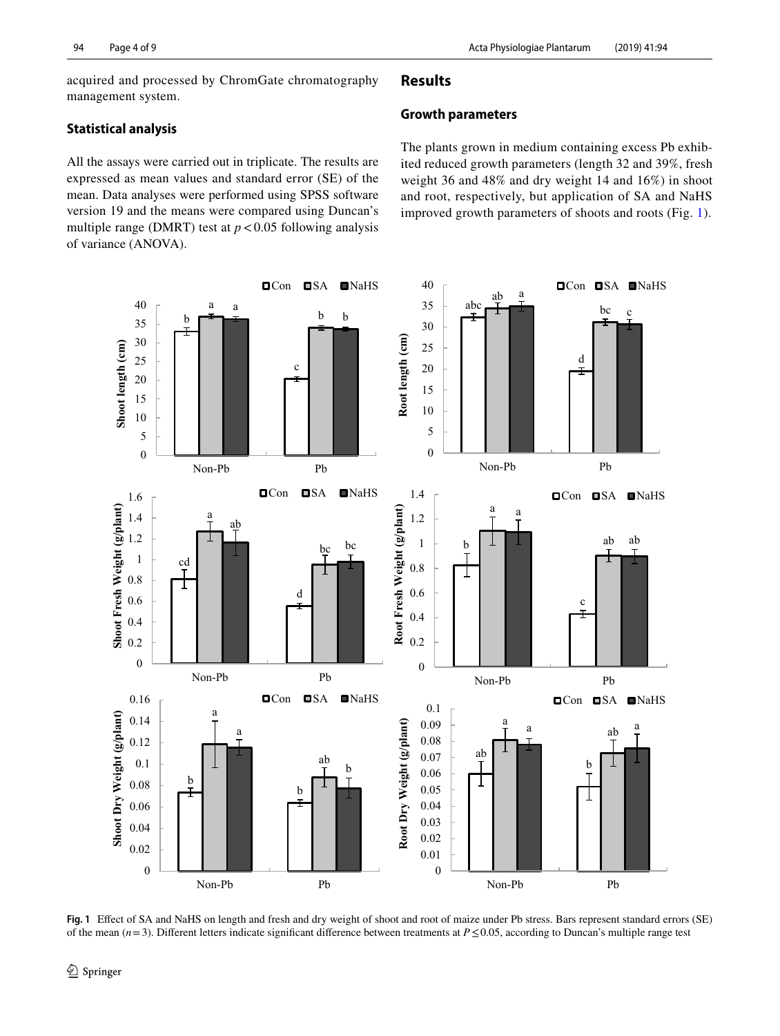acquired and processed by ChromGate chromatography management system.

### Statistical analysis

All the assays were carried out in triplicate. The results are expressed as mean values and standard error (SE) of the mean. Data analyses were performed using SPSS software version 19 and the means were compared using Duncan's multiple range (DMRT) test at $p < 0.05$ following analysis of variance (ANOVA).

## Results

### Growth parameters

The plants grown in medium containing excess Pb exhibited reduced growth parameters (length 32 and 39%, fresh weight 36 and 48% and dry weight 14 and 16%) in shoot and root, respectively, but application of SA and NaHS improved growth parameters of shoots and roots (Fig. 1).

**Fig. 1** Effect of SA and NaHS on length and fresh and dry weight of shoot and root of maize under Pb stress. Bars represent standard errors (SE) of the mean ($n = 3$). Different letters indicate significant difference between treatments at $P \leq 0.05$, according to Duncan's multiple range test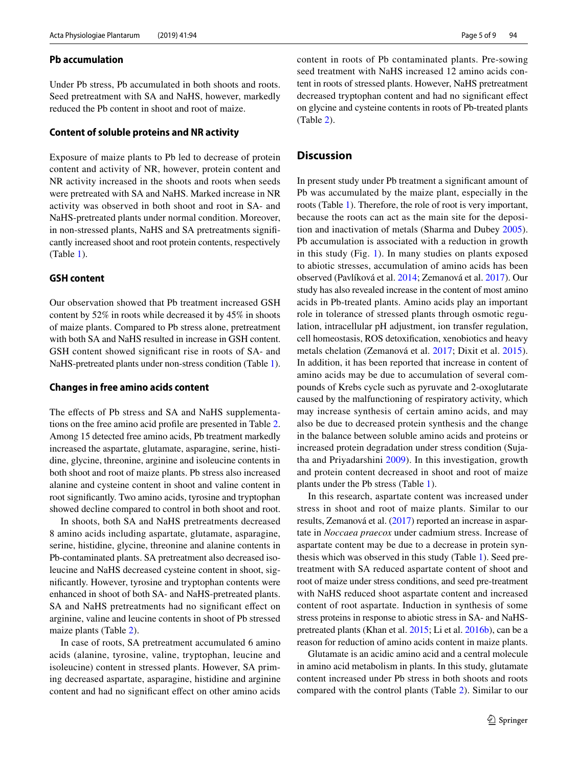### Pb accumulation

Under Pb stress, Pb accumulated in both shoots and roots. Seed pretreatment with SA and NaHS, however, markedly reduced the Pb content in shoot and root of maize.

### Content of soluble proteins and NR activity

Exposure of maize plants to Pb led to decrease of protein content and activity of NR, however, protein content and NR activity increased in the shoots and roots when seeds were pretreated with SA and NaHS. Marked increase in NR activity was observed in both shoot and root in SA- and NaHS-pretreated plants under normal condition. Moreover, in non-stressed plants, NaHS and SA pretreatments significantly increased shoot and root protein contents, respectively (Table 1).

### GSH content

Our observation showed that Pb treatment increased GSH content by 52% in roots while decreased it by 45% in shoots of maize plants. Compared to Pb stress alone, pretreatment with both SA and NaHS resulted in increase in GSH content. GSH content showed significant rise in roots of SA- and NaHS-pretreated plants under non-stress condition (Table 1).

### Changes in free amino acids content

The effects of Pb stress and SA and NaHS supplementations on the free amino acid profile are presented in Table 2. Among 15 detected free amino acids, Pb treatment markedly increased the aspartate, glutamate, asparagine, serine, histidine, glycine, threonine, arginine and isoleucine contents in both shoot and root of maize plants. Pb stress also increased alanine and cysteine content in shoot and valine content in root significantly. Two amino acids, tyrosine and tryptophan showed decline compared to control in both shoot and root.

In shoots, both SA and NaHS pretreatments decreased 8 amino acids including aspartate, glutamate, asparagine, serine, histidine, glycine, threonine and alanine contents in Pb-contaminated plants. SA pretreatment also decreased isoleucine and NaHS decreased cysteine content in shoot, significantly. However, tyrosine and tryptophan contents were enhanced in shoot of both SA- and NaHS-pretreated plants. SA and NaHS pretreatments had no significant effect on arginine, valine and leucine contents in shoot of Pb stressed maize plants (Table 2).

In case of roots, SA pretreatment accumulated 6 amino acids (alanine, tyrosine, valine, tryptophan, leucine and isoleucine) content in stressed plants. However, SA priming decreased aspartate, asparagine, histidine and arginine content and had no significant effect on other amino acids content in roots of Pb contaminated plants. Pre-sowing seed treatment with NaHS increased 12 amino acids content in roots of stressed plants. However, NaHS pretreatment decreased tryptophan content and had no significant effect on glycine and cysteine contents in roots of Pb-treated plants (Table 2).

## Discussion

In present study under Pb treatment a significant amount of Pb was accumulated by the maize plant, especially in the roots (Table 1). Therefore, the role of root is very important, because the roots can act as the main site for the deposition and inactivation of metals (Sharma and Dubey 2005). Pb accumulation is associated with a reduction in growth in this study (Fig. 1). In many studies on plants exposed to abiotic stresses, accumulation of amino acids has been observed (Pavlíková et al. 2014; Zemanová et al. 2017). Our study has also revealed increase in the content of most amino acids in Pb-treated plants. Amino acids play an important role in tolerance of stressed plants through osmotic regulation, intracellular pH adjustment, ion transfer regulation, cell homeostasis, ROS detoxification, xenobiotics and heavy metals chelation (Zemanová et al. 2017; Dixit et al. 2015). In addition, it has been reported that increase in content of amino acids may be due to accumulation of several compounds of Krebs cycle such as pyruvate and 2-oxoglutarate caused by the malfunctioning of respiratory activity, which may increase synthesis of certain amino acids, and may also be due to decreased protein synthesis and the change in the balance between soluble amino acids and proteins or increased protein degradation under stress condition (Sujatha and Priyadarshini 2009). In this investigation, growth and protein content decreased in shoot and root of maize plants under the Pb stress (Table 1).

In this research, aspartate content was increased under stress in shoot and root of maize plants. Similar to our results, Zemanová et al. (2017) reported an increase in aspartate in *Noccaea praecox* under cadmium stress. Increase of aspartate content may be due to a decrease in protein synthesis which was observed in this study (Table 1). Seed pretreatment with SA reduced aspartate content of shoot and root of maize under stress conditions, and seed pre-treatment with NaHS reduced shoot aspartate content and increased content of root aspartate. Induction in synthesis of some stress proteins in response to abiotic stress in SA- and NaHS-pretreated plants (Khan et al. 2015; Li et al. 2016b), can be a reason for reduction of amino acids content in maize plants.

Glutamate is an acidic amino acid and a central molecule in amino acid metabolism in plants. In this study, glutamate content increased under Pb stress in both shoots and roots compared with the control plants (Table 2). Similar to our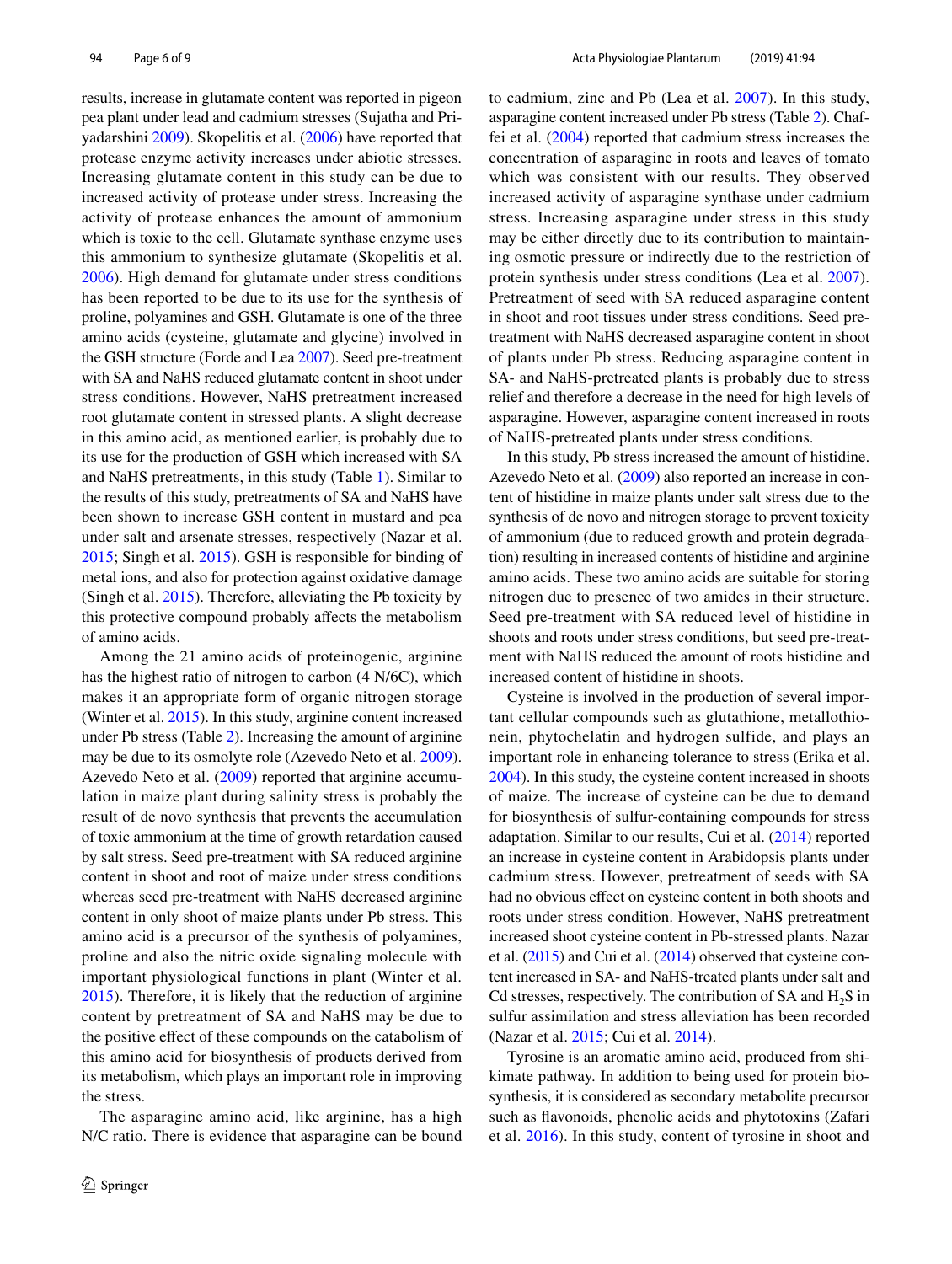results, increase in glutamate content was reported in pigeon pea plant under lead and cadmium stresses (Sujatha and Priyadarshini 2009). Skopelitis et al. (2006) have reported that protease enzyme activity increases under abiotic stresses. Increasing glutamate content in this study can be due to increased activity of protease under stress. Increasing the activity of protease enhances the amount of ammonium which is toxic to the cell. Glutamate synthase enzyme uses this ammonium to synthesize glutamate (Skopelitis et al. 2006). High demand for glutamate under stress conditions has been reported to be due to its use for the synthesis of proline, polyamines and GSH. Glutamate is one of the three amino acids (cysteine, glutamate and glycine) involved in the GSH structure (Forde and Lea 2007). Seed pre-treatment with SA and NaHS reduced glutamate content in shoot under stress conditions. However, NaHS pretreatment increased root glutamate content in stressed plants. A slight decrease in this amino acid, as mentioned earlier, is probably due to its use for the production of GSH which increased with SA and NaHS pretreatments, in this study (Table 1). Similar to the results of this study, pretreatments of SA and NaHS have been shown to increase GSH content in mustard and pea under salt and arsenate stresses, respectively (Nazar et al. 2015; Singh et al. 2015). GSH is responsible for binding of metal ions, and also for protection against oxidative damage (Singh et al. 2015). Therefore, alleviating the Pb toxicity by this protective compound probably affects the metabolism of amino acids.

Among the 21 amino acids of proteinogenic, arginine has the highest ratio of nitrogen to carbon (4 N/6C), which makes it an appropriate form of organic nitrogen storage (Winter et al. 2015). In this study, arginine content increased under Pb stress (Table 2). Increasing the amount of arginine may be due to its osmolyte role (Azevedo Neto et al. 2009). Azevedo Neto et al. (2009) reported that arginine accumulation in maize plant during salinity stress is probably the result of de novo synthesis that prevents the accumulation of toxic ammonium at the time of growth retardation caused by salt stress. Seed pre-treatment with SA reduced arginine content in shoot and root of maize under stress conditions whereas seed pre-treatment with NaHS decreased arginine content in only shoot of maize plants under Pb stress. This amino acid is a precursor of the synthesis of polyamines, proline and also the nitric oxide signaling molecule with important physiological functions in plant (Winter et al. 2015). Therefore, it is likely that the reduction of arginine content by pretreatment of SA and NaHS may be due to the positive effect of these compounds on the catabolism of this amino acid for biosynthesis of products derived from its metabolism, which plays an important role in improving the stress.

The asparagine amino acid, like arginine, has a high N/C ratio. There is evidence that asparagine can be bound to cadmium, zinc and Pb (Lea et al. 2007). In this study, asparagine content increased under Pb stress (Table 2). Chaffei et al. (2004) reported that cadmium stress increases the concentration of asparagine in roots and leaves of tomato which was consistent with our results. They observed increased activity of asparagine synthase under cadmium stress. Increasing asparagine under stress in this study may be either directly due to its contribution to maintaining osmotic pressure or indirectly due to the restriction of protein synthesis under stress conditions (Lea et al. 2007). Pretreatment of seed with SA reduced asparagine content in shoot and root tissues under stress conditions. Seed pretreatment with NaHS decreased asparagine content in shoot of plants under Pb stress. Reducing asparagine content in SA- and NaHS-pretreated plants is probably due to stress relief and therefore a decrease in the need for high levels of asparagine. However, asparagine content increased in roots of NaHS-pretreated plants under stress conditions.

In this study, Pb stress increased the amount of histidine. Azevedo Neto et al. (2009) also reported an increase in content of histidine in maize plants under salt stress due to the synthesis of de novo and nitrogen storage to prevent toxicity of ammonium (due to reduced growth and protein degradation) resulting in increased contents of histidine and arginine amino acids. These two amino acids are suitable for storing nitrogen due to presence of two amides in their structure. Seed pre-treatment with SA reduced level of histidine in shoots and roots under stress conditions, but seed pre-treatment with NaHS reduced the amount of roots histidine and increased content of histidine in shoots.

Cysteine is involved in the production of several important cellular compounds such as glutathione, metallothionein, phytochelatin and hydrogen sulfide, and plays an important role in enhancing tolerance to stress (Erika et al. 2004). In this study, the cysteine content increased in shoots of maize. The increase of cysteine can be due to demand for biosynthesis of sulfur-containing compounds for stress adaptation. Similar to our results, Cui et al. (2014) reported an increase in cysteine content in Arabidopsis plants under cadmium stress. However, pretreatment of seeds with SA had no obvious effect on cysteine content in both shoots and roots under stress condition. However, NaHS pretreatment increased shoot cysteine content in Pb-stressed plants. Nazar et al. (2015) and Cui et al. (2014) observed that cysteine content increased in SA- and NaHS-treated plants under salt and Cd stresses, respectively. The contribution of SA and $H_2S$ in sulfur assimilation and stress alleviation has been recorded (Nazar et al. 2015; Cui et al. 2014).

Tyrosine is an aromatic amino acid, produced from shikimate pathway. In addition to being used for protein biosynthesis, it is considered as secondary metabolite precursor such as flavonoids, phenolic acids and phytotoxins (Zafari et al. 2016). In this study, content of tyrosine in shoot and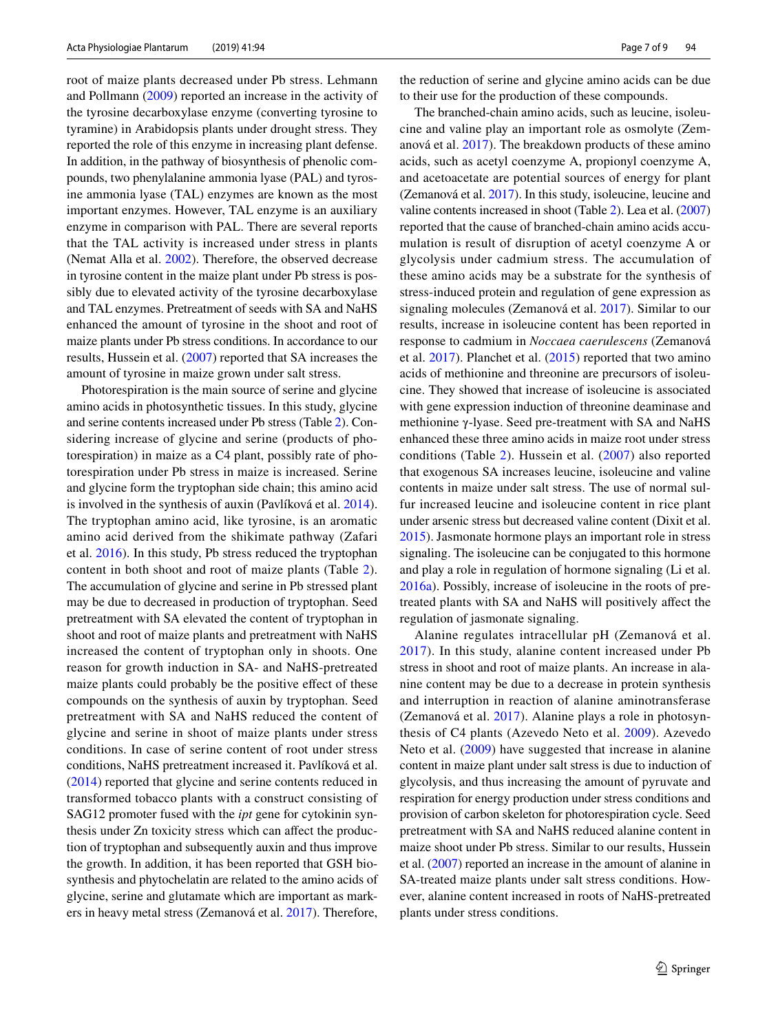root of maize plants decreased under Pb stress. Lehmann and Pollmann (2009) reported an increase in the activity of the tyrosine decarboxylase enzyme (converting tyrosine to tyramine) in Arabidopsis plants under drought stress. They reported the role of this enzyme in increasing plant defense. In addition, in the pathway of biosynthesis of phenolic compounds, two phenylalanine ammonia lyase (PAL) and tyrosine ammonia lyase (TAL) enzymes are known as the most important enzymes. However, TAL enzyme is an auxiliary enzyme in comparison with PAL. There are several reports that the TAL activity is increased under stress in plants (Nemat Alla et al. 2002). Therefore, the observed decrease in tyrosine content in the maize plant under Pb stress is possibly due to elevated activity of the tyrosine decarboxylase and TAL enzymes. Pretreatment of seeds with SA and NaHS enhanced the amount of tyrosine in the shoot and root of maize plants under Pb stress conditions. In accordance to our results, Hussein et al. (2007) reported that SA increases the amount of tyrosine in maize grown under salt stress.

Photorespiration is the main source of serine and glycine amino acids in photosynthetic tissues. In this study, glycine and serine contents increased under Pb stress (Table 2). Considering increase of glycine and serine (products of photorespiration) in maize as a C4 plant, possibly rate of photorespiration under Pb stress in maize is increased. Serine and glycine form the tryptophan side chain; this amino acid is involved in the synthesis of auxin (Pavlíková et al. 2014). The tryptophan amino acid, like tyrosine, is an aromatic amino acid derived from the shikimate pathway (Zafari et al. 2016). In this study, Pb stress reduced the tryptophan content in both shoot and root of maize plants (Table 2). The accumulation of glycine and serine in Pb stressed plant may be due to decreased in production of tryptophan. Seed pretreatment with SA elevated the content of tryptophan in shoot and root of maize plants and pretreatment with NaHS increased the content of tryptophan only in shoots. One reason for growth induction in SA- and NaHS-pretreated maize plants could probably be the positive effect of these compounds on the synthesis of auxin by tryptophan. Seed pretreatment with SA and NaHS reduced the content of glycine and serine in shoot of maize plants under stress conditions. In case of serine content of root under stress conditions, NaHS pretreatment increased it. Pavlíková et al. (2014) reported that glycine and serine contents reduced in transformed tobacco plants with a construct consisting of SAG12 promoter fused with the *ipt* gene for cytokinin synthesis under Zn toxicity stress which can affect the production of tryptophan and subsequently auxin and thus improve the growth. In addition, it has been reported that GSH biosynthesis and phytochelatin are related to the amino acids of glycine, serine and glutamate which are important as markers in heavy metal stress (Zemanová et al. 2017). Therefore, the reduction of serine and glycine amino acids can be due to their use for the production of these compounds.

The branched-chain amino acids, such as leucine, isoleucine and valine play an important role as osmolyte (Zemanová et al. 2017). The breakdown products of these amino acids, such as acetyl coenzyme A, propionyl coenzyme A, and acetoacetate are potential sources of energy for plant (Zemanová et al. 2017). In this study, isoleucine, leucine and valine contents increased in shoot (Table 2). Lea et al. (2007) reported that the cause of branched-chain amino acids accumulation is result of disruption of acetyl coenzyme A or glycolysis under cadmium stress. The accumulation of these amino acids may be a substrate for the synthesis of stress-induced protein and regulation of gene expression as signaling molecules (Zemanová et al. 2017). Similar to our results, increase in isoleucine content has been reported in response to cadmium in *Noccaea caerulescens* (Zemanová et al. 2017). Planchet et al. (2015) reported that two amino acids of methionine and threonine are precursors of isoleucine. They showed that increase of isoleucine is associated with gene expression induction of threonine deaminase and methionine γ-lyase. Seed pre-treatment with SA and NaHS enhanced these three amino acids in maize root under stress conditions (Table 2). Hussein et al. (2007) also reported that exogenous SA increases leucine, isoleucine and valine contents in maize under salt stress. The use of normal sulfur increased leucine and isoleucine content in rice plant under arsenic stress but decreased valine content (Dixit et al. 2015). Jasmonate hormone plays an important role in stress signaling. The isoleucine can be conjugated to this hormone and play a role in regulation of hormone signaling (Li et al. 2016a). Possibly, increase of isoleucine in the roots of pretreated plants with SA and NaHS will positively affect the regulation of jasmonate signaling.

Alanine regulates intracellular pH (Zemanová et al. 2017). In this study, alanine content increased under Pb stress in shoot and root of maize plants. An increase in alanine content may be due to a decrease in protein synthesis and interruption in reaction of alanine aminotransferase (Zemanová et al. 2017). Alanine plays a role in photosynthesis of C4 plants (Azevedo Neto et al. 2009). Azevedo Neto et al. (2009) have suggested that increase in alanine content in maize plant under salt stress is due to induction of glycolysis, and thus increasing the amount of pyruvate and respiration for energy production under stress conditions and provision of carbon skeleton for photorespiration cycle. Seed pretreatment with SA and NaHS reduced alanine content in maize shoot under Pb stress. Similar to our results, Hussein et al. (2007) reported an increase in the amount of alanine in SA-treated maize plants under salt stress conditions. However, alanine content increased in roots of NaHS-pretreated plants under stress conditions.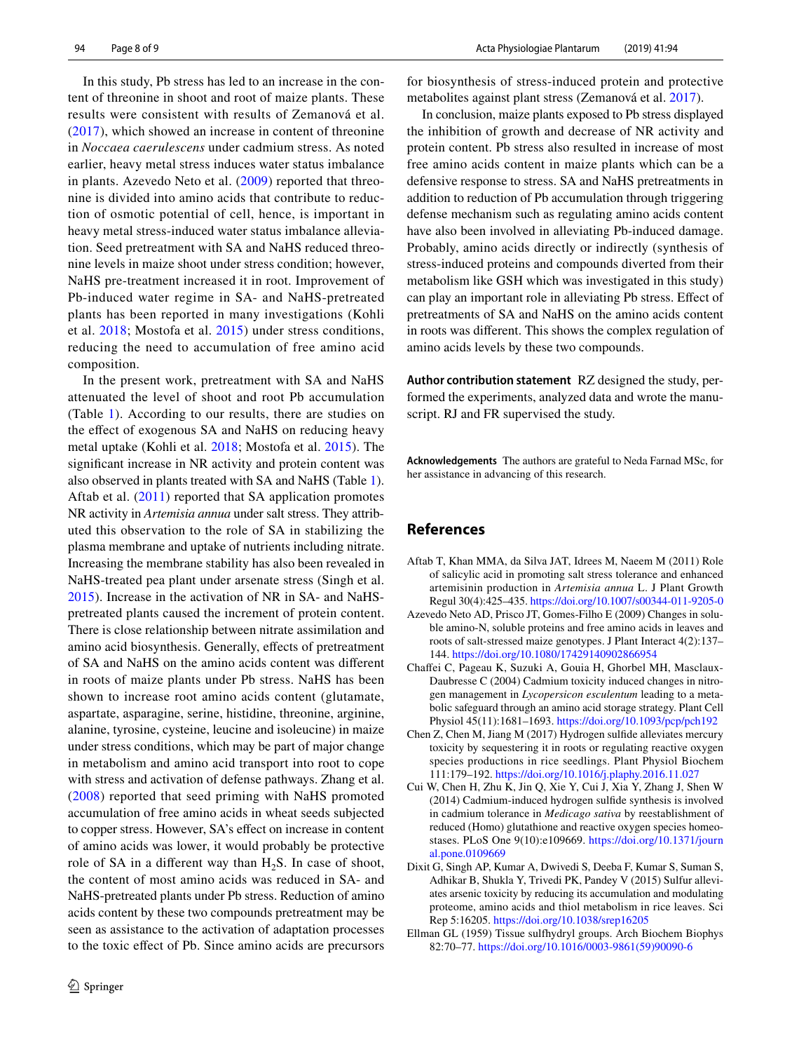In this study, Pb stress has led to an increase in the content of threonine in shoot and root of maize plants. These results were consistent with results of Zemanová et al. (2017), which showed an increase in content of threonine in *Noccaea caerulescens* under cadmium stress. As noted earlier, heavy metal stress induces water status imbalance in plants. Azevedo Neto et al. (2009) reported that threonine is divided into amino acids that contribute to reduction of osmotic potential of cell, hence, is important in heavy metal stress-induced water status imbalance alleviation. Seed pretreatment with SA and NaHS reduced threonine levels in maize shoot under stress condition; however, NaHS pre-treatment increased it in root. Improvement of Pb-induced water regime in SA- and NaHS-pretreated plants has been reported in many investigations (Kohli et al. 2018; Mostofa et al. 2015) under stress conditions, reducing the need to accumulation of free amino acid composition.

In the present work, pretreatment with SA and NaHS attenuated the level of shoot and root Pb accumulation (Table 1). According to our results, there are studies on the effect of exogenous SA and NaHS on reducing heavy metal uptake (Kohli et al. 2018; Mostofa et al. 2015). The significant increase in NR activity and protein content was also observed in plants treated with SA and NaHS (Table 1). Aftab et al. (2011) reported that SA application promotes NR activity in *Artemisia annua* under salt stress. They attributed this observation to the role of SA in stabilizing the plasma membrane and uptake of nutrients including nitrate. Increasing the membrane stability has also been revealed in NaHS-treated pea plant under arsenate stress (Singh et al. 2015). Increase in the activation of NR in SA- and NaHS-pretreated plants caused the increment of protein content. There is close relationship between nitrate assimilation and amino acid biosynthesis. Generally, effects of pretreatment of SA and NaHS on the amino acids content was different in roots of maize plants under Pb stress. NaHS has been shown to increase root amino acids content (glutamate, aspartate, asparagine, serine, histidine, threonine, arginine, alanine, tyrosine, cysteine, leucine and isoleucine) in maize under stress conditions, which may be part of major change in metabolism and amino acid transport into root to cope with stress and activation of defense pathways. Zhang et al. (2008) reported that seed priming with NaHS promoted accumulation of free amino acids in wheat seeds subjected to copper stress. However, SA's effect on increase in content of amino acids was lower, it would probably be protective role of SA in a different way than $H_2S$. In case of shoot, the content of most amino acids was reduced in SA- and NaHS-pretreated plants under Pb stress. Reduction of amino acids content by these two compounds pretreatment may be seen as assistance to the activation of adaptation processes to the toxic effect of Pb. Since amino acids are precursors for biosynthesis of stress-induced protein and protective metabolites against plant stress (Zemanová et al. 2017).

In conclusion, maize plants exposed to Pb stress displayed the inhibition of growth and decrease of NR activity and protein content. Pb stress also resulted in increase of most free amino acids content in maize plants which can be a defensive response to stress. SA and NaHS pretreatments in addition to reduction of Pb accumulation through triggering defense mechanism such as regulating amino acids content have also been involved in alleviating Pb-induced damage. Probably, amino acids directly or indirectly (synthesis of stress-induced proteins and compounds diverted from their metabolism like GSH which was investigated in this study) can play an important role in alleviating Pb stress. Effect of pretreatments of SA and NaHS on the amino acids content in roots was different. This shows the complex regulation of amino acids levels by these two compounds.

**Author contribution statement** RZ designed the study, performed the experiments, analyzed data and wrote the manuscript. RJ and FR supervised the study.

**Acknowledgements** The authors are grateful to Neda Farnad MSc, for her assistance in advancing of this research.

## References

Aftab T, Khan MMA, da Silva JAT, Idrees M, Naeem M (2011) Role of salicylic acid in promoting salt stress tolerance and enhanced artemisinin production in *Artemisia annua* L. J Plant Growth Regul 30(4):425–435. https://doi.org/10.1007/s00344-011-9205-0

Azevedo Neto AD, Prisco JT, Gomes-Filho E (2009) Changes in soluble amino-N, soluble proteins and free amino acids in leaves and roots of salt-stressed maize genotypes. J Plant Interact 4(2):137–144. https://doi.org/10.1080/17429140902866954

Chaffei C, Pageau K, Suzuki A, Gouia H, Ghorbel MH, Masclaux-Daubresse C (2004) Cadmium toxicity induced changes in nitrogen management in *Lycopersicon esculentum* leading to a metabolic safeguard through an amino acid storage strategy. Plant Cell Physiol 45(11):1681–1693. https://doi.org/10.1093/pcp/pch192

Chen Z, Chen M, Jiang M (2017) Hydrogen sulfide alleviates mercury toxicity by sequestering it in roots or regulating reactive oxygen species productions in rice seedlings. Plant Physiol Biochem 111:179–192. https://doi.org/10.1016/j.plaphy.2016.11.027

Cui W, Chen H, Zhu K, Jin Q, Xie Y, Cui J, Xia Y, Zhang J, Shen W (2014) Cadmium-induced hydrogen sulfide synthesis is involved in cadmium tolerance in *Medicago sativa* by reestablishment of reduced (Homo) glutathione and reactive oxygen species homeostases. PLoS One 9(10):e109669. https://doi.org/10.1371/journal.pone.0109669

Dixit G, Singh AP, Kumar A, Dwivedi S, Deeba F, Kumar S, Suman S, Adhikar B, Shukla Y, Trivedi PK, Pandey V (2015) Sulfur alleviates arsenic toxicity by reducing its accumulation and modulating proteome, amino acids and thiol metabolism in rice leaves. Sci Rep 5:16205. https://doi.org/10.1038/srep16205

Ellman GL (1959) Tissue sulfhydryl groups. Arch Biochem Biophys 82:70–77. https://doi.org/10.1016/0003-9861(59)90090-6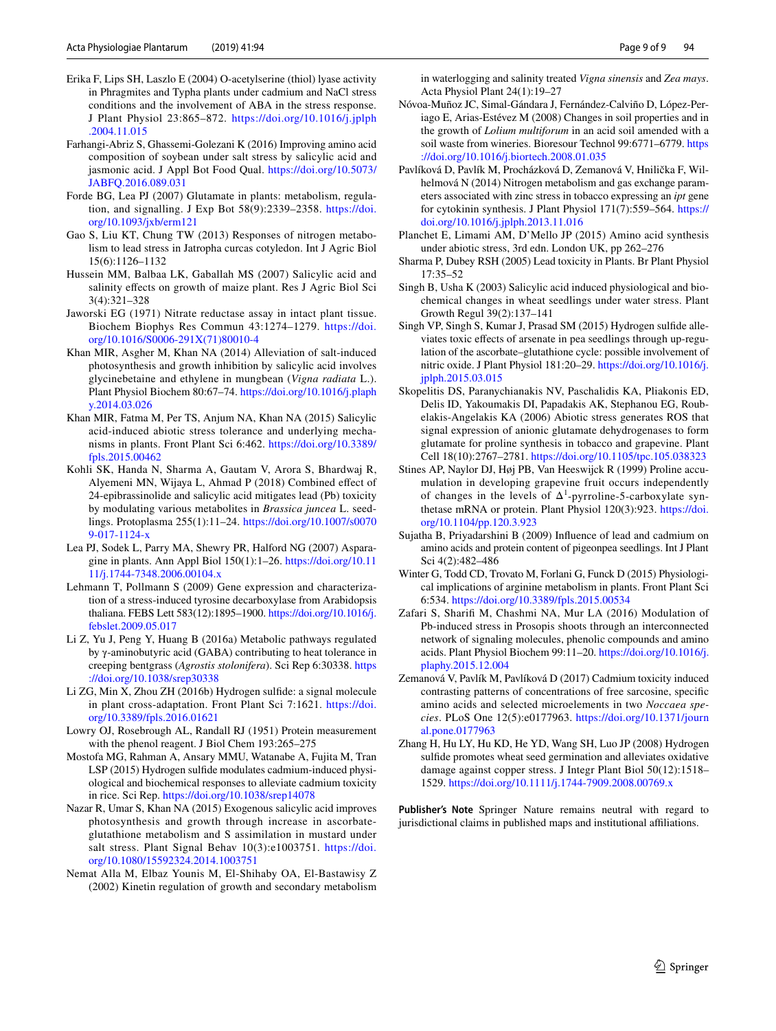Erika F, Lips SH, Laszlo E (2004) O-acetylserine (thiol) lyase activity in Phragmites and Typha plants under cadmium and NaCl stress conditions and the involvement of ABA in the stress response. J Plant Physiol 23:865–872. https://doi.org/10.1016/j.jplph.2004.11.015

Farhangi-Abriz S, Ghassemi-Golezani K (2016) Improving amino acid composition of soybean under salt stress by salicylic acid and jasmonic acid. J Appl Bot Food Qual. https://doi.org/10.5073/JABFQ.2016.089.031

Forde BG, Lea PJ (2007) Glutamate in plants: metabolism, regulation, and signalling. J Exp Bot 58(9):2339–2358. https://doi.org/10.1093/jxb/erm121

Gao S, Liu KT, Chung TW (2013) Responses of nitrogen metabolism to lead stress in Jatropha curcas cotyledon. Int J Agric Biol 15(6):1126–1132

Hussein MM, Balbaa LK, Gaballah MS (2007) Salicylic acid and salinity effects on growth of maize plant. Res J Agric Biol Sci 3(4):321–328

Jaworski EG (1971) Nitrate reductase assay in intact plant tissue. Biochem Biophys Res Commun 43:1274–1279. https://doi.org/10.1016/S0006-291X(71)80010-4

Khan MIR, Asgher M, Khan NA (2014) Alleviation of salt-induced photosynthesis and growth inhibition by salicylic acid involves glycinebetaine and ethylene in mungbean (*Vigna radiata* L.). Plant Physiol Biochem 80:67–74. https://doi.org/10.1016/j.plaphy.2014.03.026

Khan MIR, Fatma M, Per TS, Anjum NA, Khan NA (2015) Salicylic acid-induced abiotic stress tolerance and underlying mechanisms in plants. Front Plant Sci 6:462. https://doi.org/10.3389/fpls.2015.00462

Kohli SK, Handa N, Sharma A, Gautam V, Arora S, Bhardwaj R, Alyemeni MN, Wijaya L, Ahmad P (2018) Combined effect of 24-epibrassinolide and salicylic acid mitigates lead (Pb) toxicity by modulating various metabolites in *Brassica juncea* L. seedlings. Protoplasma 255(1):11–24. https://doi.org/10.1007/s00709-017-1124-x

Lea PJ, Sodek L, Parry MA, Shewry PR, Halford NG (2007) Asparagine in plants. Ann Appl Biol 150(1):1–26. https://doi.org/10.1111/j.1744-7348.2006.00104.x

Lehmann T, Pollmann S (2009) Gene expression and characterization of a stress-induced tyrosine decarboxylase from Arabidopsis thaliana. FEBS Lett 583(12):1895–1900. https://doi.org/10.1016/j.febslet.2009.05.017

Li Z, Yu J, Peng Y, Huang B (2016a) Metabolic pathways regulated by γ-aminobutyric acid (GABA) contributing to heat tolerance in creeping bentgrass (*Agrostis stolonifera*). Sci Rep 6:30338. https://doi.org/10.1038/srep30338

Li ZG, Min X, Zhou ZH (2016b) Hydrogen sulfide: a signal molecule in plant cross-adaptation. Front Plant Sci 7:1621. https://doi.org/10.3389/fpls.2016.01621

Lowry OJ, Rosebrough AL, Randall RJ (1951) Protein measurement with the phenol reagent. J Biol Chem 193:265–275

Mostofa MG, Rahman A, Ansary MMU, Watanabe A, Fujita M, Tran LSP (2015) Hydrogen sulfide modulates cadmium-induced physiological and biochemical responses to alleviate cadmium toxicity in rice. Sci Rep. https://doi.org/10.1038/srep14078

Nazar R, Umar S, Khan NA (2015) Exogenous salicylic acid improves photosynthesis and growth through increase in ascorbate-glutathione metabolism and S assimilation in mustard under salt stress. Plant Signal Behav 10(3):e1003751. https://doi.org/10.1080/15592324.2014.1003751

Nemat Alla M, Elbaz Younis M, El-Shihaby OA, El-Bastawisy Z (2002) Kinetin regulation of growth and secondary metabolism in waterlogging and salinity treated *Vigna sinensis* and *Zea mays*. Acta Physiol Plant 24(1):19–27

Nóvoa-Muñoz JC, Simal-Gándara J, Fernández-Calviño D, López-Periago E, Arias-Estévez M (2008) Changes in soil properties and in the growth of *Lolium multiforum* in an acid soil amended with a soil waste from wineries. Bioresour Technol 99:6771–6779. https://doi.org/10.1016/j.biortech.2008.01.035

Pavlíková D, Pavlík M, Procházková D, Zemanová V, Hnilička F, Wilhelmová N (2014) Nitrogen metabolism and gas exchange parameters associated with zinc stress in tobacco expressing an *ipt* gene for cytokinin synthesis. J Plant Physiol 171(7):559–564. https://doi.org/10.1016/j.jplph.2013.11.016

Planchet E, Limami AM, D'Mello JP (2015) Amino acid synthesis under abiotic stress, 3rd edn. London UK, pp 262–276

Sharma P, Dubey RSH (2005) Lead toxicity in Plants. Br Plant Physiol 17:35–52

Singh B, Usha K (2003) Salicylic acid induced physiological and biochemical changes in wheat seedlings under water stress. Plant Growth Regul 39(2):137–141

Singh VP, Singh S, Kumar J, Prasad SM (2015) Hydrogen sulfide alleviates toxic effects of arsenate in pea seedlings through up-regulation of the ascorbate–glutathione cycle: possible involvement of nitric oxide. J Plant Physiol 181:20–29. https://doi.org/10.1016/j.jplph.2015.03.015

Skopelitis DS, Paranychianakis NV, Paschalidis KA, Pliakonis ED, Delis ID, Yakoumakis DI, Papadakis AK, Stephanou EG, Roubelakis-Angelakis KA (2006) Abiotic stress generates ROS that signal expression of anionic glutamate dehydrogenases to form glutamate for proline synthesis in tobacco and grapevine. Plant Cell 18(10):2767–2781. https://doi.org/10.1105/tpc.105.038323

Stines AP, Naylor DJ, Høj PB, Van Heeswijck R (1999) Proline accumulation in developing grapevine fruit occurs independently of changes in the levels of $\Delta^1$-pyrroline-5-carboxylate synthetase mRNA or protein. Plant Physiol 120(3):923. https://doi.org/10.1104/pp.120.3.923

Sujatha B, Priyadarshini B (2009) Influence of lead and cadmium on amino acids and protein content of pigeonpea seedlings. Int J Plant Sci 4(2):482–486

Winter G, Todd CD, Trovato M, Forlani G, Funck D (2015) Physiological implications of arginine metabolism in plants. Front Plant Sci 6:534. https://doi.org/10.3389/fpls.2015.00534

Zafari S, Sharifi M, Chashmi NA, Mur LA (2016) Modulation of Pb-induced stress in Prosopis shoots through an interconnected network of signaling molecules, phenolic compounds and amino acids. Plant Physiol Biochem 99:11–20. https://doi.org/10.1016/j.plaphy.2015.12.004

Zemanová V, Pavlík M, Pavlíková D (2017) Cadmium toxicity induced contrasting patterns of concentrations of free sarcosine, specific amino acids and selected microelements in two *Noccaea species*. PLoS One 12(5):e0177963. https://doi.org/10.1371/journal.pone.0177963

Zhang H, Hu LY, Hu KD, He YD, Wang SH, Luo JP (2008) Hydrogen sulfide promotes wheat seed germination and alleviates oxidative damage against copper stress. J Integr Plant Biol 50(12):1518–1529. https://doi.org/10.1111/j.1744-7909.2008.00769.x

**Publisher's Note** Springer Nature remains neutral with regard to jurisdictional claims in published maps and institutional affiliations.